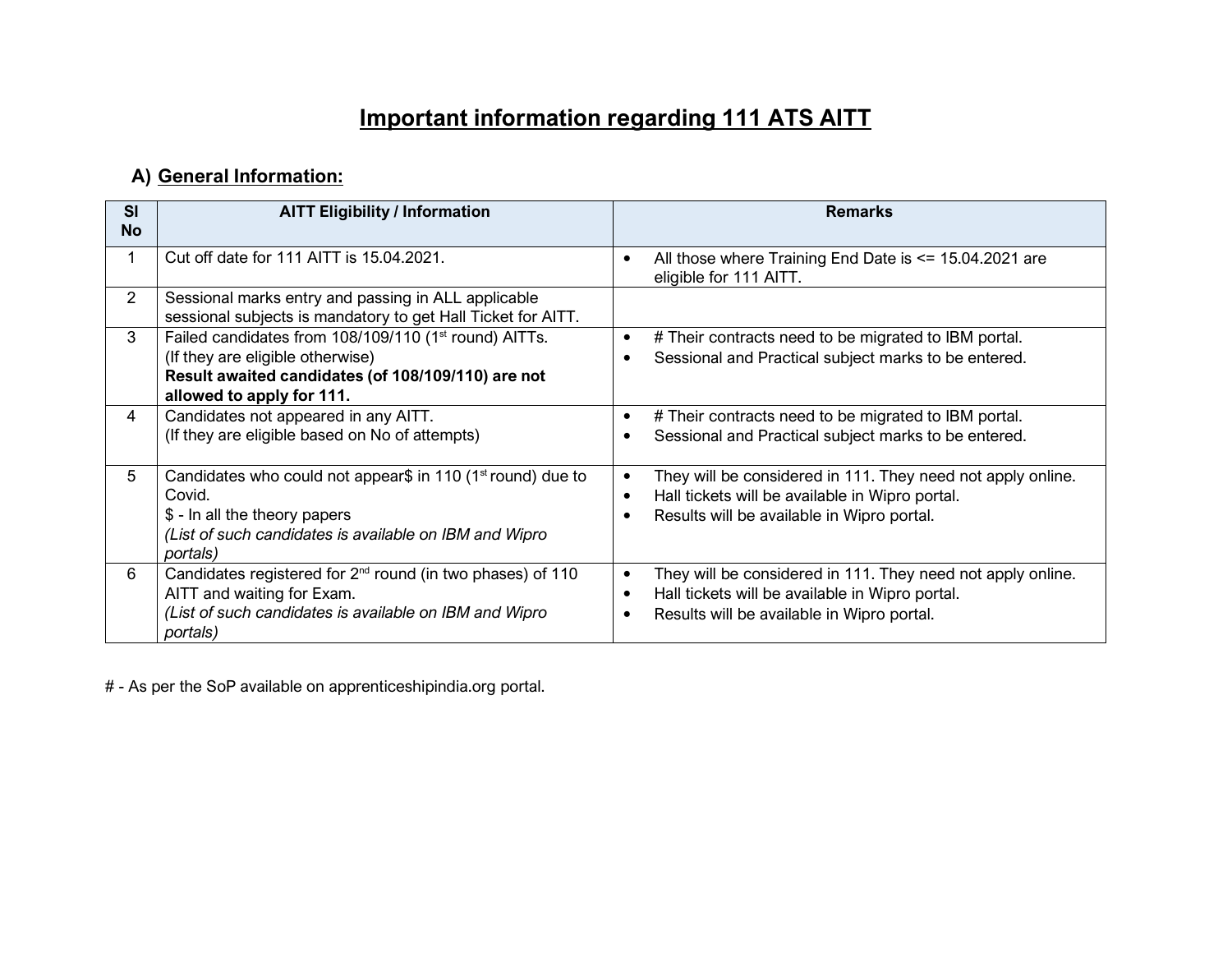# Important information regarding 111 ATS AITT

## A) General Information:

| Sl No | AITT Eligibility / Information | Remarks |
|---|---|---|
| 1 | Cut off date for 111 AITT is 15.04.2021. | • All those where Training End Date is <= 15.04.2021 are eligible for 111 AITT. |
| 2 | Sessional marks entry and passing in ALL applicable sessional subjects is mandatory to get Hall Ticket for AITT. | |
| 3 | Failed candidates from 108/109/110 (1st round) AITTs.<br>(If they are eligible otherwise)<br>**Result awaited candidates (of 108/109/110) are not allowed to apply for 111.** | • # Their contracts need to be migrated to IBM portal.<br>• Sessional and Practical subject marks to be entered. |
| 4 | Candidates not appeared in any AITT.<br>(If they are eligible based on No of attempts) | • # Their contracts need to be migrated to IBM portal.<br>• Sessional and Practical subject marks to be entered. |
| 5 | Candidates who could not appear$ in 110 (1st round) due to Covid.<br>$ - In all the theory papers<br>*(List of such candidates is available on IBM and Wipro portals)* | • They will be considered in 111. They need not apply online.<br>• Hall tickets will be available in Wipro portal.<br>• Results will be available in Wipro portal. |
| 6 | Candidates registered for 2nd round (in two phases) of 110 AITT and waiting for Exam.<br>*(List of such candidates is available on IBM and Wipro portals)* | • They will be considered in 111. They need not apply online.<br>• Hall tickets will be available in Wipro portal.<br>• Results will be available in Wipro portal. |

# - As per the SoP available on apprenticeshipindia.org portal.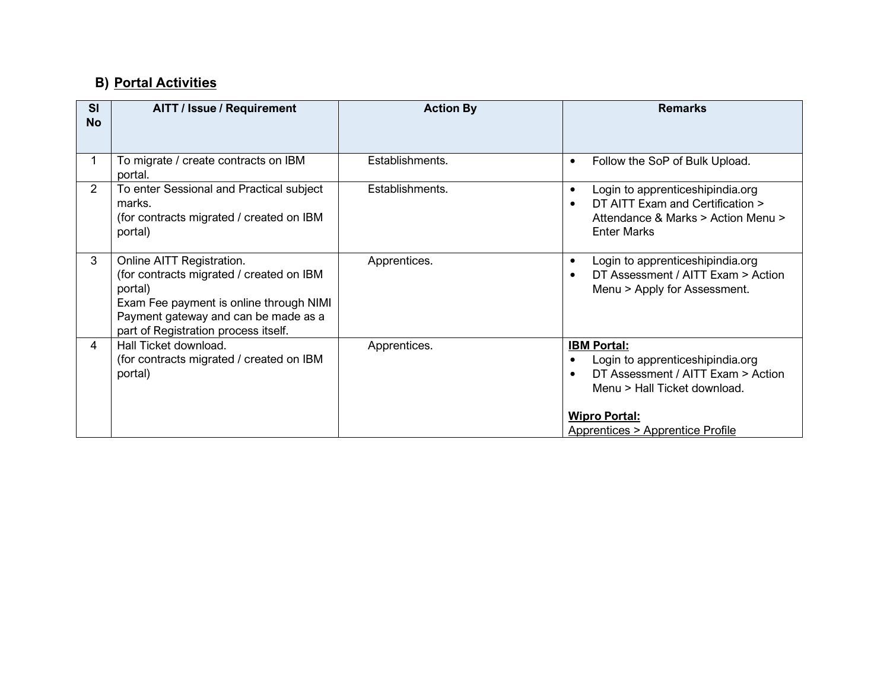## B) Portal Activities

| Sl No | AITT / Issue / Requirement | Action By | Remarks |
|---|---|---|---|
| 1 | To migrate / create contracts on IBM portal. | Establishments. | • Follow the SoP of Bulk Upload. |
| 2 | To enter Sessional and Practical subject marks.<br>(for contracts migrated / created on IBM portal) | Establishments. | • Login to apprenticeshipindia.org<br>• DT AITT Exam and Certification > Attendance & Marks > Action Menu > Enter Marks |
| 3 | Online AITT Registration.<br>(for contracts migrated / created on IBM portal)<br>Exam Fee payment is online through NIMI Payment gateway and can be made as a part of Registration process itself. | Apprentices. | • Login to apprenticeshipindia.org<br>• DT Assessment / AITT Exam > Action Menu > Apply for Assessment. |
| 4 | Hall Ticket download.<br>(for contracts migrated / created on IBM portal) | Apprentices. | **IBM Portal:**<br>• Login to apprenticeshipindia.org<br>• DT Assessment / AITT Exam > Action Menu > Hall Ticket download.<br><br>**Wipro Portal:**<br>Apprentices > Apprentice Profile |